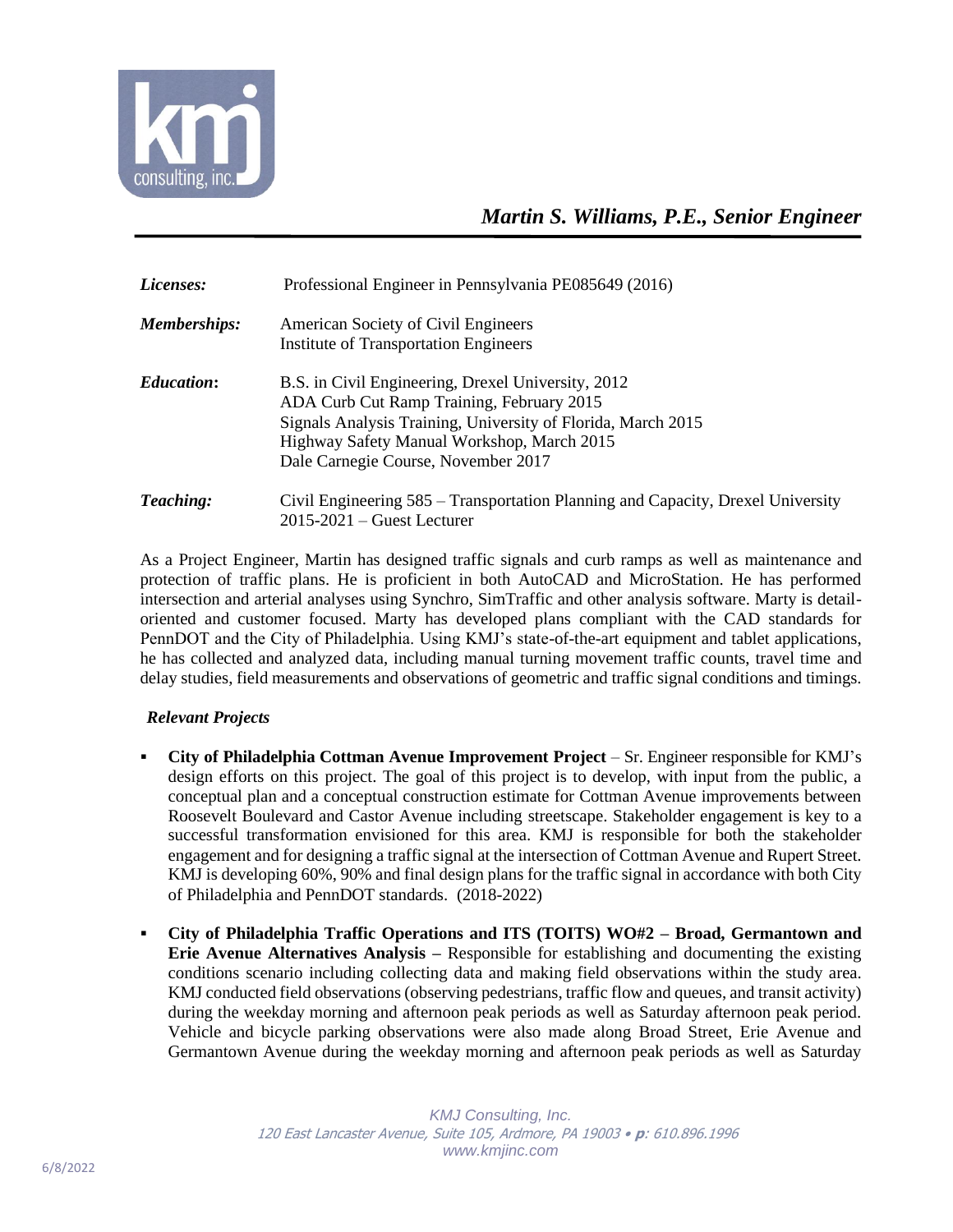# *Martin S. Williams, P.E., Senior Engineer*

| | |
|---|---|
| ***Licenses:*** | Professional Engineer in Pennsylvania PE085649 (2016) |
| ***Memberships:*** | American Society of Civil Engineers<br>Institute of Transportation Engineers |
| ***Education:*** | B.S. in Civil Engineering, Drexel University, 2012<br>ADA Curb Cut Ramp Training, February 2015<br>Signals Analysis Training, University of Florida, March 2015<br>Highway Safety Manual Workshop, March 2015<br>Dale Carnegie Course, November 2017 |
| ***Teaching:*** | Civil Engineering 585 – Transportation Planning and Capacity, Drexel University 2015-2021 – Guest Lecturer |

As a Project Engineer, Martin has designed traffic signals and curb ramps as well as maintenance and protection of traffic plans. He is proficient in both AutoCAD and MicroStation. He has performed intersection and arterial analyses using Synchro, SimTraffic and other analysis software. Marty is detail-oriented and customer focused. Marty has developed plans compliant with the CAD standards for PennDOT and the City of Philadelphia. Using KMJ's state-of-the-art equipment and tablet applications, he has collected and analyzed data, including manual turning movement traffic counts, travel time and delay studies, field measurements and observations of geometric and traffic signal conditions and timings.

### *Relevant Projects*

- **City of Philadelphia Cottman Avenue Improvement Project** – Sr. Engineer responsible for KMJ's design efforts on this project. The goal of this project is to develop, with input from the public, a conceptual plan and a conceptual construction estimate for Cottman Avenue improvements between Roosevelt Boulevard and Castor Avenue including streetscape. Stakeholder engagement is key to a successful transformation envisioned for this area. KMJ is responsible for both the stakeholder engagement and for designing a traffic signal at the intersection of Cottman Avenue and Rupert Street. KMJ is developing 60%, 90% and final design plans for the traffic signal in accordance with both City of Philadelphia and PennDOT standards. (2018-2022)
- **City of Philadelphia Traffic Operations and ITS (TOITS) WO#2 – Broad, Germantown and Erie Avenue Alternatives Analysis –** Responsible for establishing and documenting the existing conditions scenario including collecting data and making field observations within the study area. KMJ conducted field observations (observing pedestrians, traffic flow and queues, and transit activity) during the weekday morning and afternoon peak periods as well as Saturday afternoon peak period. Vehicle and bicycle parking observations were also made along Broad Street, Erie Avenue and Germantown Avenue during the weekday morning and afternoon peak periods as well as Saturday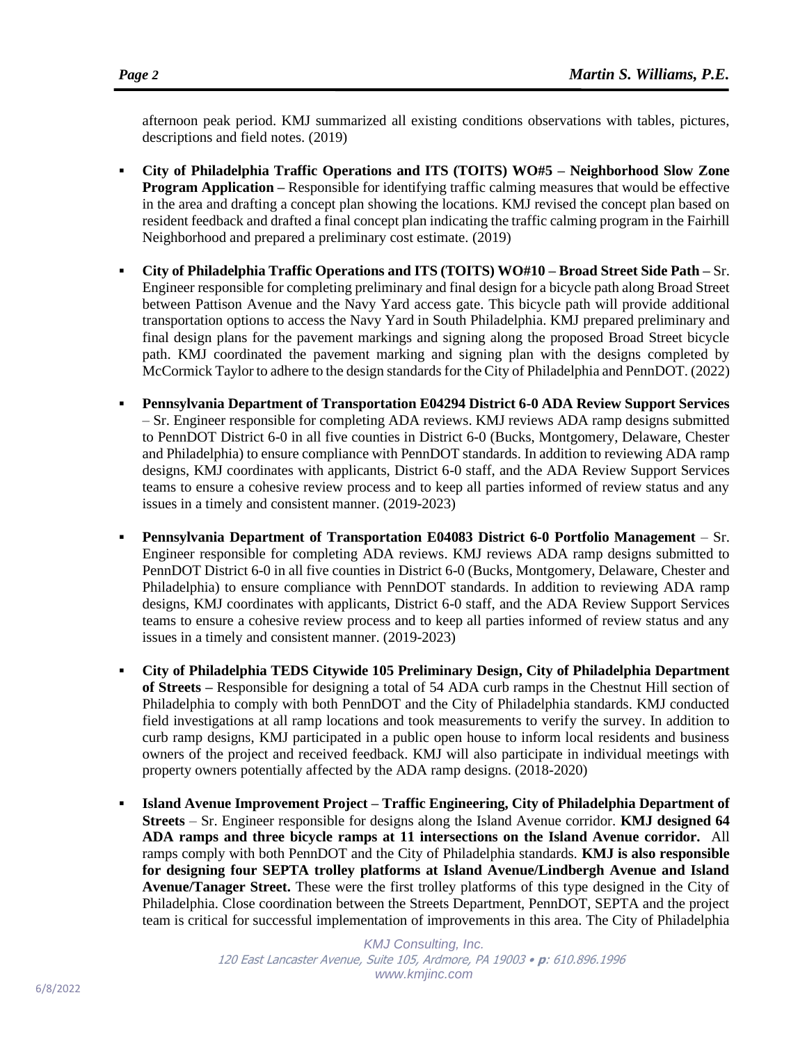afternoon peak period. KMJ summarized all existing conditions observations with tables, pictures, descriptions and field notes. (2019)

- **City of Philadelphia Traffic Operations and ITS (TOITS) WO#5 – Neighborhood Slow Zone Program Application –** Responsible for identifying traffic calming measures that would be effective in the area and drafting a concept plan showing the locations. KMJ revised the concept plan based on resident feedback and drafted a final concept plan indicating the traffic calming program in the Fairhill Neighborhood and prepared a preliminary cost estimate. (2019)

- **City of Philadelphia Traffic Operations and ITS (TOITS) WO#10 – Broad Street Side Path –** Sr. Engineer responsible for completing preliminary and final design for a bicycle path along Broad Street between Pattison Avenue and the Navy Yard access gate. This bicycle path will provide additional transportation options to access the Navy Yard in South Philadelphia. KMJ prepared preliminary and final design plans for the pavement markings and signing along the proposed Broad Street bicycle path. KMJ coordinated the pavement marking and signing plan with the designs completed by McCormick Taylor to adhere to the design standards for the City of Philadelphia and PennDOT. (2022)

- **Pennsylvania Department of Transportation E04294 District 6-0 ADA Review Support Services** – Sr. Engineer responsible for completing ADA reviews. KMJ reviews ADA ramp designs submitted to PennDOT District 6-0 in all five counties in District 6-0 (Bucks, Montgomery, Delaware, Chester and Philadelphia) to ensure compliance with PennDOT standards. In addition to reviewing ADA ramp designs, KMJ coordinates with applicants, District 6-0 staff, and the ADA Review Support Services teams to ensure a cohesive review process and to keep all parties informed of review status and any issues in a timely and consistent manner. (2019-2023)

- **Pennsylvania Department of Transportation E04083 District 6-0 Portfolio Management** – Sr. Engineer responsible for completing ADA reviews. KMJ reviews ADA ramp designs submitted to PennDOT District 6-0 in all five counties in District 6-0 (Bucks, Montgomery, Delaware, Chester and Philadelphia) to ensure compliance with PennDOT standards. In addition to reviewing ADA ramp designs, KMJ coordinates with applicants, District 6-0 staff, and the ADA Review Support Services teams to ensure a cohesive review process and to keep all parties informed of review status and any issues in a timely and consistent manner. (2019-2023)

- **City of Philadelphia TEDS Citywide 105 Preliminary Design, City of Philadelphia Department of Streets –** Responsible for designing a total of 54 ADA curb ramps in the Chestnut Hill section of Philadelphia to comply with both PennDOT and the City of Philadelphia standards. KMJ conducted field investigations at all ramp locations and took measurements to verify the survey. In addition to curb ramp designs, KMJ participated in a public open house to inform local residents and business owners of the project and received feedback. KMJ will also participate in individual meetings with property owners potentially affected by the ADA ramp designs. (2018-2020)

- **Island Avenue Improvement Project – Traffic Engineering, City of Philadelphia Department of Streets** – Sr. Engineer responsible for designs along the Island Avenue corridor. **KMJ designed 64 ADA ramps and three bicycle ramps at 11 intersections on the Island Avenue corridor.** All ramps comply with both PennDOT and the City of Philadelphia standards. **KMJ is also responsible for designing four SEPTA trolley platforms at Island Avenue/Lindbergh Avenue and Island Avenue/Tanager Street.** These were the first trolley platforms of this type designed in the City of Philadelphia. Close coordination between the Streets Department, PennDOT, SEPTA and the project team is critical for successful implementation of improvements in this area. The City of Philadelphia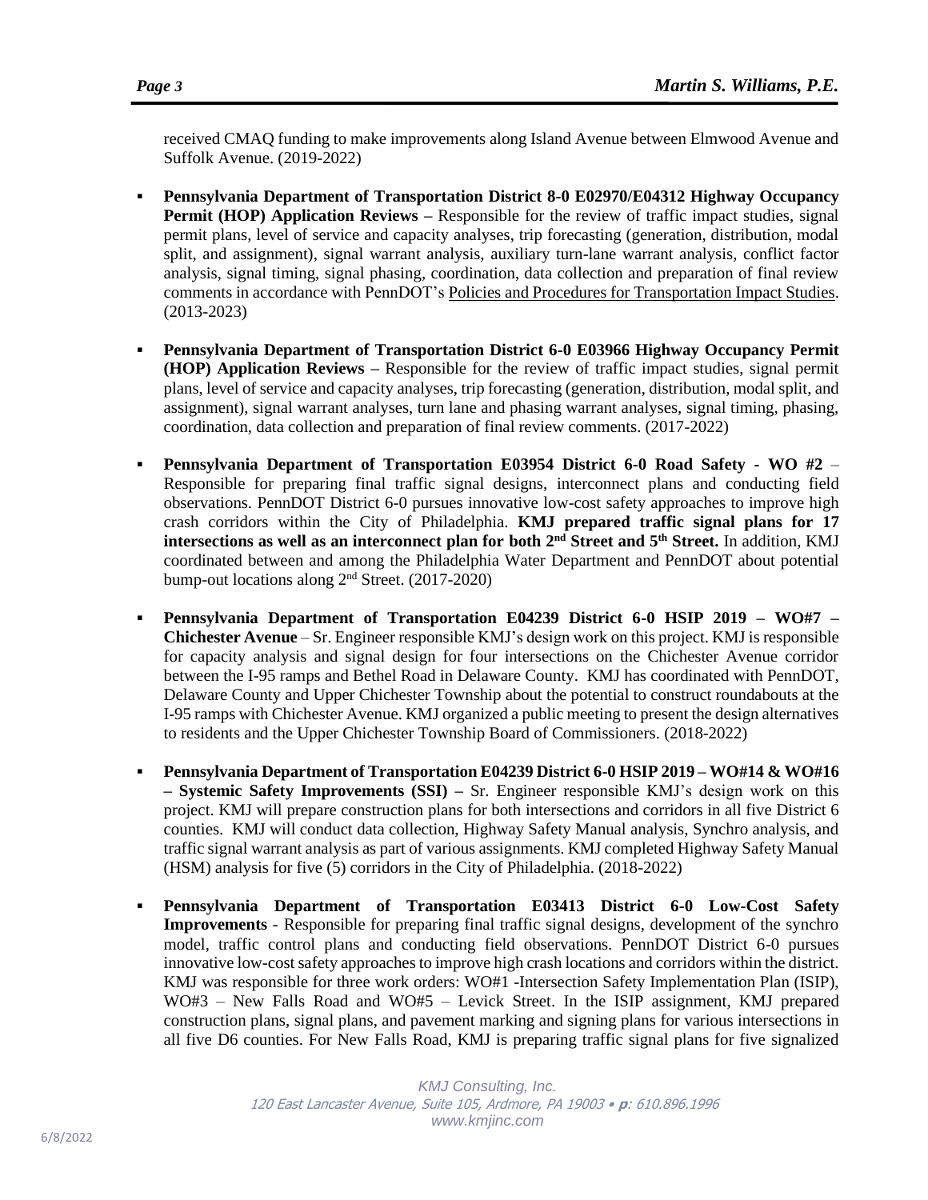received CMAQ funding to make improvements along Island Avenue between Elmwood Avenue and Suffolk Avenue. (2019-2022)

- **Pennsylvania Department of Transportation District 8-0 E02970/E04312 Highway Occupancy Permit (HOP) Application Reviews –** Responsible for the review of traffic impact studies, signal permit plans, level of service and capacity analyses, trip forecasting (generation, distribution, modal split, and assignment), signal warrant analysis, auxiliary turn-lane warrant analysis, conflict factor analysis, signal timing, signal phasing, coordination, data collection and preparation of final review comments in accordance with PennDOT's Policies and Procedures for Transportation Impact Studies. (2013-2023)

- **Pennsylvania Department of Transportation District 6-0 E03966 Highway Occupancy Permit (HOP) Application Reviews –** Responsible for the review of traffic impact studies, signal permit plans, level of service and capacity analyses, trip forecasting (generation, distribution, modal split, and assignment), signal warrant analyses, turn lane and phasing warrant analyses, signal timing, phasing, coordination, data collection and preparation of final review comments. (2017-2022)

- **Pennsylvania Department of Transportation E03954 District 6-0 Road Safety - WO #2** – Responsible for preparing final traffic signal designs, interconnect plans and conducting field observations. PennDOT District 6-0 pursues innovative low-cost safety approaches to improve high crash corridors within the City of Philadelphia. **KMJ prepared traffic signal plans for 17 intersections as well as an interconnect plan for both 2nd Street and 5th Street.** In addition, KMJ coordinated between and among the Philadelphia Water Department and PennDOT about potential bump-out locations along 2nd Street. (2017-2020)

- **Pennsylvania Department of Transportation E04239 District 6-0 HSIP 2019 – WO#7 – Chichester Avenue** – Sr. Engineer responsible KMJ's design work on this project. KMJ is responsible for capacity analysis and signal design for four intersections on the Chichester Avenue corridor between the I-95 ramps and Bethel Road in Delaware County. KMJ has coordinated with PennDOT, Delaware County and Upper Chichester Township about the potential to construct roundabouts at the I-95 ramps with Chichester Avenue. KMJ organized a public meeting to present the design alternatives to residents and the Upper Chichester Township Board of Commissioners. (2018-2022)

- **Pennsylvania Department of Transportation E04239 District 6-0 HSIP 2019 – WO#14 & WO#16 – Systemic Safety Improvements (SSI) –** Sr. Engineer responsible KMJ's design work on this project. KMJ will prepare construction plans for both intersections and corridors in all five District 6 counties. KMJ will conduct data collection, Highway Safety Manual analysis, Synchro analysis, and traffic signal warrant analysis as part of various assignments. KMJ completed Highway Safety Manual (HSM) analysis for five (5) corridors in the City of Philadelphia. (2018-2022)

- **Pennsylvania Department of Transportation E03413 District 6-0 Low-Cost Safety Improvements** - Responsible for preparing final traffic signal designs, development of the synchro model, traffic control plans and conducting field observations. PennDOT District 6-0 pursues innovative low-cost safety approaches to improve high crash locations and corridors within the district. KMJ was responsible for three work orders: WO#1 -Intersection Safety Implementation Plan (ISIP), WO#3 – New Falls Road and WO#5 – Levick Street. In the ISIP assignment, KMJ prepared construction plans, signal plans, and pavement marking and signing plans for various intersections in all five D6 counties. For New Falls Road, KMJ is preparing traffic signal plans for five signalized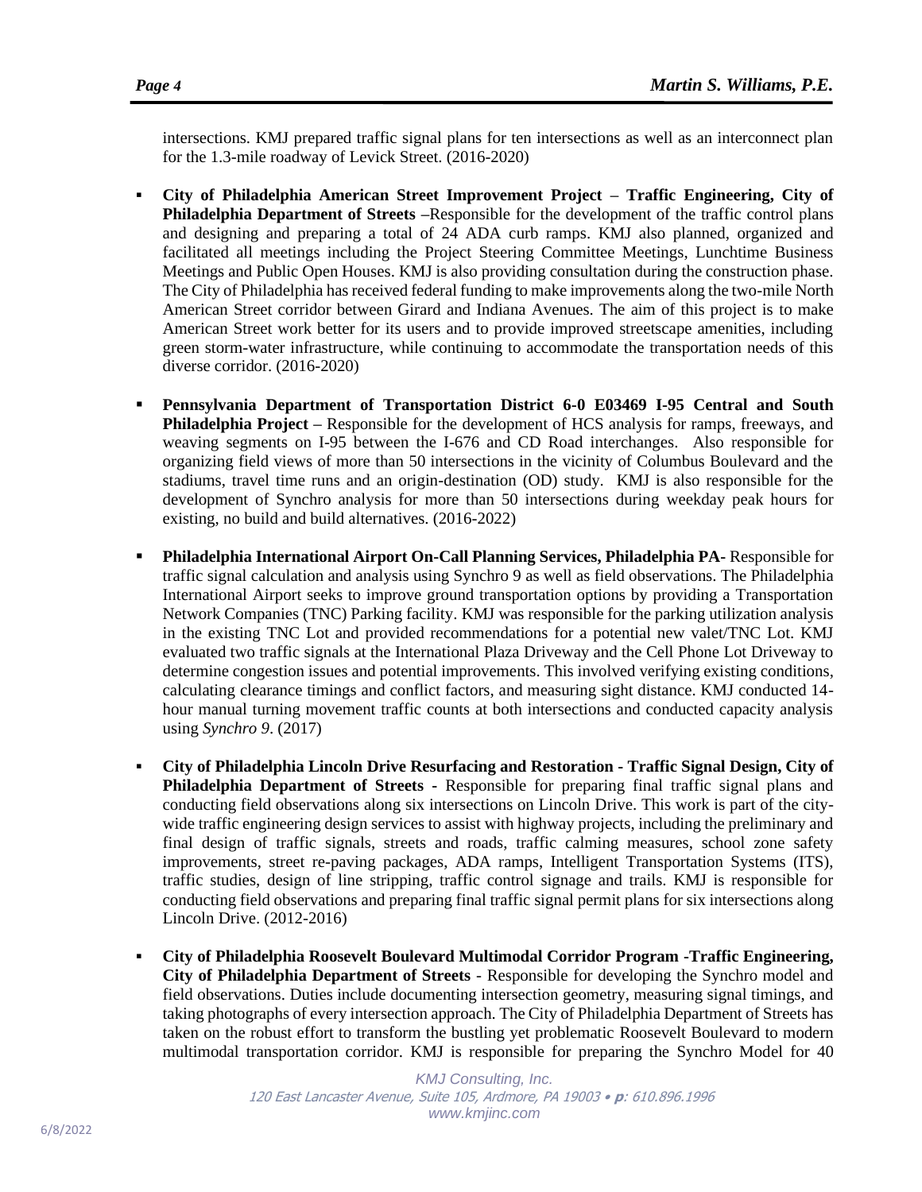intersections. KMJ prepared traffic signal plans for ten intersections as well as an interconnect plan for the 1.3-mile roadway of Levick Street. (2016-2020)

- **City of Philadelphia American Street Improvement Project – Traffic Engineering, City of Philadelphia Department of Streets** –Responsible for the development of the traffic control plans and designing and preparing a total of 24 ADA curb ramps. KMJ also planned, organized and facilitated all meetings including the Project Steering Committee Meetings, Lunchtime Business Meetings and Public Open Houses. KMJ is also providing consultation during the construction phase. The City of Philadelphia has received federal funding to make improvements along the two-mile North American Street corridor between Girard and Indiana Avenues. The aim of this project is to make American Street work better for its users and to provide improved streetscape amenities, including green storm-water infrastructure, while continuing to accommodate the transportation needs of this diverse corridor. (2016-2020)

- **Pennsylvania Department of Transportation District 6-0 E03469 I-95 Central and South Philadelphia Project** – Responsible for the development of HCS analysis for ramps, freeways, and weaving segments on I-95 between the I-676 and CD Road interchanges. Also responsible for organizing field views of more than 50 intersections in the vicinity of Columbus Boulevard and the stadiums, travel time runs and an origin-destination (OD) study. KMJ is also responsible for the development of Synchro analysis for more than 50 intersections during weekday peak hours for existing, no build and build alternatives. (2016-2022)

- **Philadelphia International Airport On-Call Planning Services, Philadelphia PA-** Responsible for traffic signal calculation and analysis using Synchro 9 as well as field observations. The Philadelphia International Airport seeks to improve ground transportation options by providing a Transportation Network Companies (TNC) Parking facility. KMJ was responsible for the parking utilization analysis in the existing TNC Lot and provided recommendations for a potential new valet/TNC Lot. KMJ evaluated two traffic signals at the International Plaza Driveway and the Cell Phone Lot Driveway to determine congestion issues and potential improvements. This involved verifying existing conditions, calculating clearance timings and conflict factors, and measuring sight distance. KMJ conducted 14-hour manual turning movement traffic counts at both intersections and conducted capacity analysis using *Synchro 9*. (2017)

- **City of Philadelphia Lincoln Drive Resurfacing and Restoration - Traffic Signal Design, City of Philadelphia Department of Streets -** Responsible for preparing final traffic signal plans and conducting field observations along six intersections on Lincoln Drive. This work is part of the city-wide traffic engineering design services to assist with highway projects, including the preliminary and final design of traffic signals, streets and roads, traffic calming measures, school zone safety improvements, street re-paving packages, ADA ramps, Intelligent Transportation Systems (ITS), traffic studies, design of line stripping, traffic control signage and trails. KMJ is responsible for conducting field observations and preparing final traffic signal permit plans for six intersections along Lincoln Drive. (2012-2016)

- **City of Philadelphia Roosevelt Boulevard Multimodal Corridor Program -Traffic Engineering, City of Philadelphia Department of Streets** - Responsible for developing the Synchro model and field observations. Duties include documenting intersection geometry, measuring signal timings, and taking photographs of every intersection approach. The City of Philadelphia Department of Streets has taken on the robust effort to transform the bustling yet problematic Roosevelt Boulevard to modern multimodal transportation corridor. KMJ is responsible for preparing the Synchro Model for 40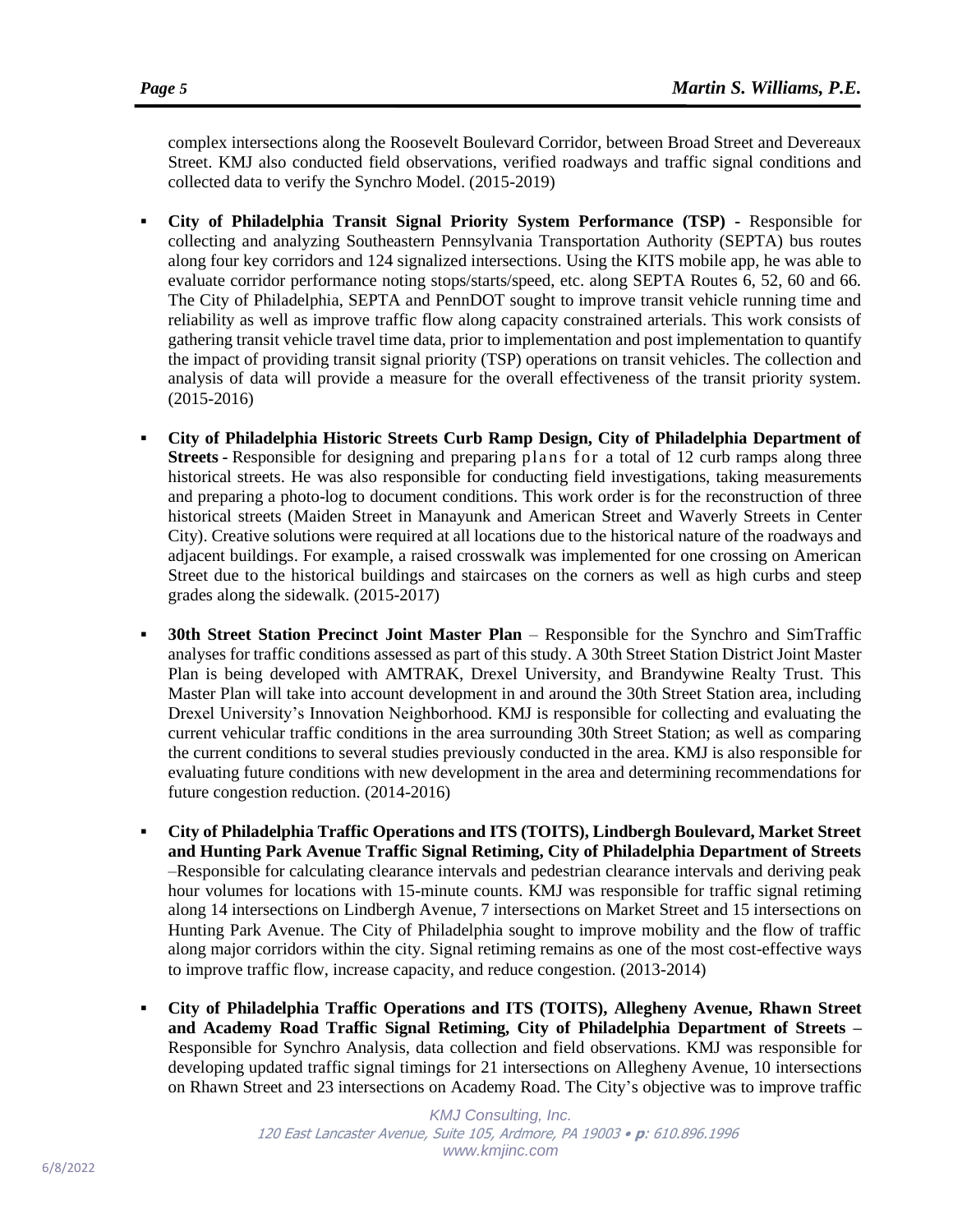complex intersections along the Roosevelt Boulevard Corridor, between Broad Street and Devereaux Street. KMJ also conducted field observations, verified roadways and traffic signal conditions and collected data to verify the Synchro Model. (2015-2019)

- **City of Philadelphia Transit Signal Priority System Performance (TSP) -** Responsible for collecting and analyzing Southeastern Pennsylvania Transportation Authority (SEPTA) bus routes along four key corridors and 124 signalized intersections. Using the KITS mobile app, he was able to evaluate corridor performance noting stops/starts/speed, etc. along SEPTA Routes 6, 52, 60 and 66. The City of Philadelphia, SEPTA and PennDOT sought to improve transit vehicle running time and reliability as well as improve traffic flow along capacity constrained arterials. This work consists of gathering transit vehicle travel time data, prior to implementation and post implementation to quantify the impact of providing transit signal priority (TSP) operations on transit vehicles. The collection and analysis of data will provide a measure for the overall effectiveness of the transit priority system. (2015-2016)

- **City of Philadelphia Historic Streets Curb Ramp Design, City of Philadelphia Department of Streets -** Responsible for designing and preparing plans for a total of 12 curb ramps along three historical streets. He was also responsible for conducting field investigations, taking measurements and preparing a photo-log to document conditions. This work order is for the reconstruction of three historical streets (Maiden Street in Manayunk and American Street and Waverly Streets in Center City). Creative solutions were required at all locations due to the historical nature of the roadways and adjacent buildings. For example, a raised crosswalk was implemented for one crossing on American Street due to the historical buildings and staircases on the corners as well as high curbs and steep grades along the sidewalk. (2015-2017)

- **30th Street Station Precinct Joint Master Plan** – Responsible for the Synchro and SimTraffic analyses for traffic conditions assessed as part of this study. A 30th Street Station District Joint Master Plan is being developed with AMTRAK, Drexel University, and Brandywine Realty Trust. This Master Plan will take into account development in and around the 30th Street Station area, including Drexel University's Innovation Neighborhood. KMJ is responsible for collecting and evaluating the current vehicular traffic conditions in the area surrounding 30th Street Station; as well as comparing the current conditions to several studies previously conducted in the area. KMJ is also responsible for evaluating future conditions with new development in the area and determining recommendations for future congestion reduction. (2014-2016)

- **City of Philadelphia Traffic Operations and ITS (TOITS), Lindbergh Boulevard, Market Street and Hunting Park Avenue Traffic Signal Retiming, City of Philadelphia Department of Streets** –Responsible for calculating clearance intervals and pedestrian clearance intervals and deriving peak hour volumes for locations with 15-minute counts. KMJ was responsible for traffic signal retiming along 14 intersections on Lindbergh Avenue, 7 intersections on Market Street and 15 intersections on Hunting Park Avenue. The City of Philadelphia sought to improve mobility and the flow of traffic along major corridors within the city. Signal retiming remains as one of the most cost-effective ways to improve traffic flow, increase capacity, and reduce congestion. (2013-2014)

- **City of Philadelphia Traffic Operations and ITS (TOITS), Allegheny Avenue, Rhawn Street and Academy Road Traffic Signal Retiming, City of Philadelphia Department of Streets –** Responsible for Synchro Analysis, data collection and field observations. KMJ was responsible for developing updated traffic signal timings for 21 intersections on Allegheny Avenue, 10 intersections on Rhawn Street and 23 intersections on Academy Road. The City's objective was to improve traffic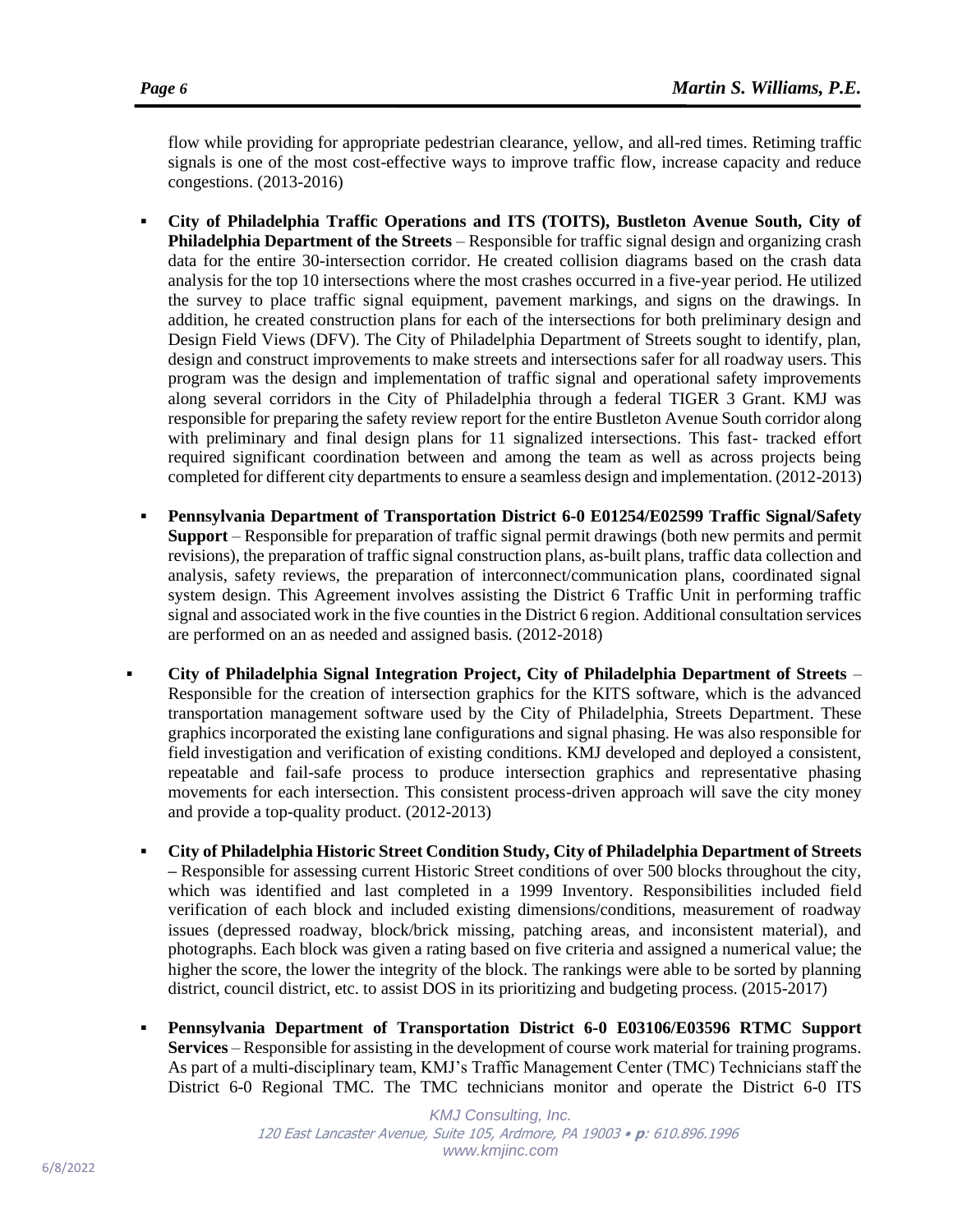flow while providing for appropriate pedestrian clearance, yellow, and all-red times. Retiming traffic signals is one of the most cost-effective ways to improve traffic flow, increase capacity and reduce congestions. (2013-2016)

- **City of Philadelphia Traffic Operations and ITS (TOITS), Bustleton Avenue South, City of Philadelphia Department of the Streets** – Responsible for traffic signal design and organizing crash data for the entire 30-intersection corridor. He created collision diagrams based on the crash data analysis for the top 10 intersections where the most crashes occurred in a five-year period. He utilized the survey to place traffic signal equipment, pavement markings, and signs on the drawings. In addition, he created construction plans for each of the intersections for both preliminary design and Design Field Views (DFV). The City of Philadelphia Department of Streets sought to identify, plan, design and construct improvements to make streets and intersections safer for all roadway users. This program was the design and implementation of traffic signal and operational safety improvements along several corridors in the City of Philadelphia through a federal TIGER 3 Grant. KMJ was responsible for preparing the safety review report for the entire Bustleton Avenue South corridor along with preliminary and final design plans for 11 signalized intersections. This fast- tracked effort required significant coordination between and among the team as well as across projects being completed for different city departments to ensure a seamless design and implementation. (2012-2013)

- **Pennsylvania Department of Transportation District 6-0 E01254/E02599 Traffic Signal/Safety Support** – Responsible for preparation of traffic signal permit drawings (both new permits and permit revisions), the preparation of traffic signal construction plans, as-built plans, traffic data collection and analysis, safety reviews, the preparation of interconnect/communication plans, coordinated signal system design. This Agreement involves assisting the District 6 Traffic Unit in performing traffic signal and associated work in the five counties in the District 6 region. Additional consultation services are performed on an as needed and assigned basis. (2012-2018)

- **City of Philadelphia Signal Integration Project, City of Philadelphia Department of Streets** – Responsible for the creation of intersection graphics for the KITS software, which is the advanced transportation management software used by the City of Philadelphia, Streets Department. These graphics incorporated the existing lane configurations and signal phasing. He was also responsible for field investigation and verification of existing conditions. KMJ developed and deployed a consistent, repeatable and fail-safe process to produce intersection graphics and representative phasing movements for each intersection. This consistent process-driven approach will save the city money and provide a top-quality product. (2012-2013)

- **City of Philadelphia Historic Street Condition Study, City of Philadelphia Department of Streets –** Responsible for assessing current Historic Street conditions of over 500 blocks throughout the city, which was identified and last completed in a 1999 Inventory. Responsibilities included field verification of each block and included existing dimensions/conditions, measurement of roadway issues (depressed roadway, block/brick missing, patching areas, and inconsistent material), and photographs. Each block was given a rating based on five criteria and assigned a numerical value; the higher the score, the lower the integrity of the block. The rankings were able to be sorted by planning district, council district, etc. to assist DOS in its prioritizing and budgeting process. (2015-2017)

- **Pennsylvania Department of Transportation District 6-0 E03106/E03596 RTMC Support Services** – Responsible for assisting in the development of course work material for training programs. As part of a multi-disciplinary team, KMJ's Traffic Management Center (TMC) Technicians staff the District 6-0 Regional TMC. The TMC technicians monitor and operate the District 6-0 ITS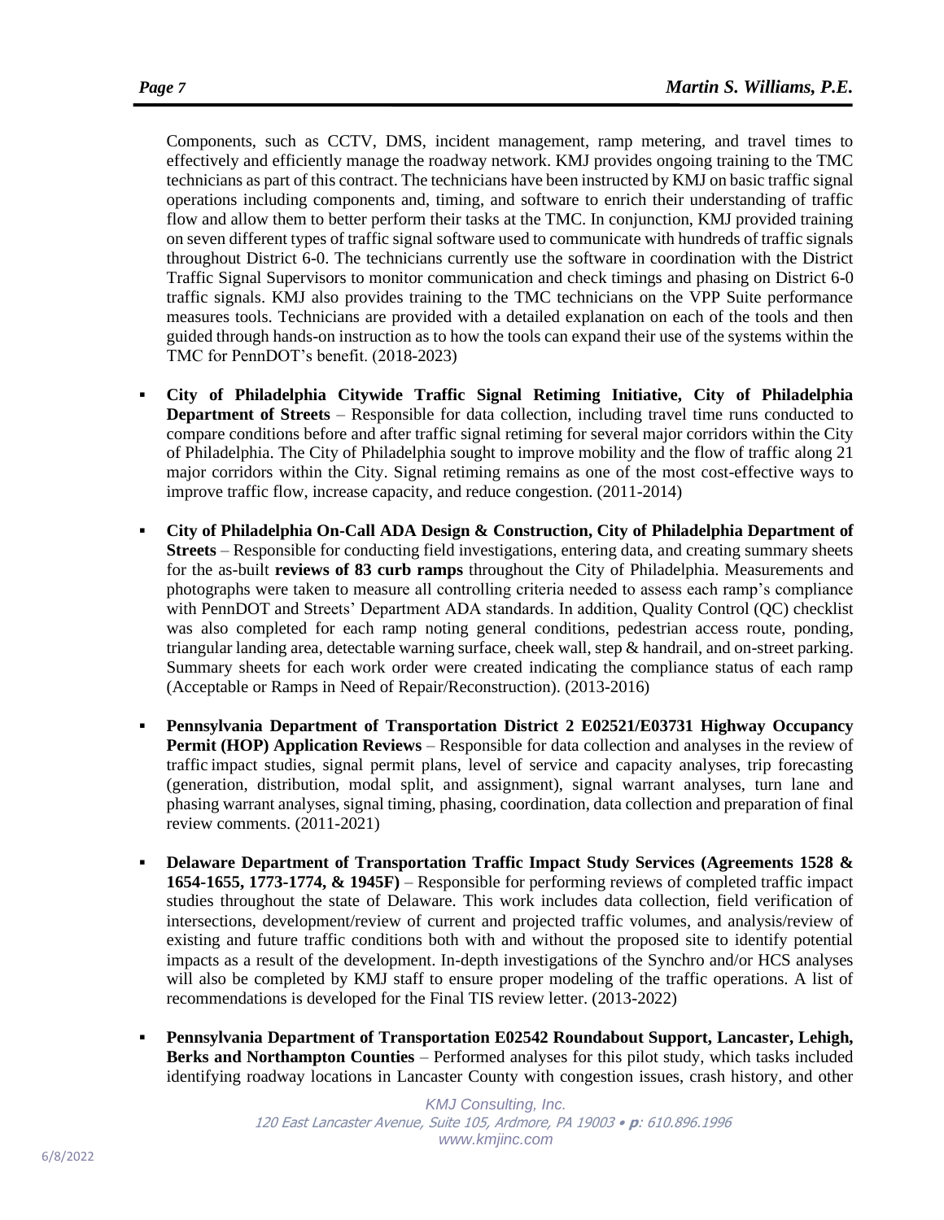Components, such as CCTV, DMS, incident management, ramp metering, and travel times to effectively and efficiently manage the roadway network. KMJ provides ongoing training to the TMC technicians as part of this contract. The technicians have been instructed by KMJ on basic traffic signal operations including components and, timing, and software to enrich their understanding of traffic flow and allow them to better perform their tasks at the TMC. In conjunction, KMJ provided training on seven different types of traffic signal software used to communicate with hundreds of traffic signals throughout District 6-0. The technicians currently use the software in coordination with the District Traffic Signal Supervisors to monitor communication and check timings and phasing on District 6-0 traffic signals. KMJ also provides training to the TMC technicians on the VPP Suite performance measures tools. Technicians are provided with a detailed explanation on each of the tools and then guided through hands-on instruction as to how the tools can expand their use of the systems within the TMC for PennDOT's benefit. (2018-2023)

- **City of Philadelphia Citywide Traffic Signal Retiming Initiative, City of Philadelphia Department of Streets** – Responsible for data collection, including travel time runs conducted to compare conditions before and after traffic signal retiming for several major corridors within the City of Philadelphia. The City of Philadelphia sought to improve mobility and the flow of traffic along 21 major corridors within the City. Signal retiming remains as one of the most cost-effective ways to improve traffic flow, increase capacity, and reduce congestion. (2011-2014)

- **City of Philadelphia On-Call ADA Design & Construction, City of Philadelphia Department of Streets** – Responsible for conducting field investigations, entering data, and creating summary sheets for the as-built **reviews of 83 curb ramps** throughout the City of Philadelphia. Measurements and photographs were taken to measure all controlling criteria needed to assess each ramp's compliance with PennDOT and Streets' Department ADA standards. In addition, Quality Control (QC) checklist was also completed for each ramp noting general conditions, pedestrian access route, ponding, triangular landing area, detectable warning surface, cheek wall, step & handrail, and on-street parking. Summary sheets for each work order were created indicating the compliance status of each ramp (Acceptable or Ramps in Need of Repair/Reconstruction). (2013-2016)

- **Pennsylvania Department of Transportation District 2 E02521/E03731 Highway Occupancy Permit (HOP) Application Reviews** – Responsible for data collection and analyses in the review of traffic impact studies, signal permit plans, level of service and capacity analyses, trip forecasting (generation, distribution, modal split, and assignment), signal warrant analyses, turn lane and phasing warrant analyses, signal timing, phasing, coordination, data collection and preparation of final review comments. (2011-2021)

- **Delaware Department of Transportation Traffic Impact Study Services (Agreements 1528 & 1654-1655, 1773-1774, & 1945F)** – Responsible for performing reviews of completed traffic impact studies throughout the state of Delaware. This work includes data collection, field verification of intersections, development/review of current and projected traffic volumes, and analysis/review of existing and future traffic conditions both with and without the proposed site to identify potential impacts as a result of the development. In-depth investigations of the Synchro and/or HCS analyses will also be completed by KMJ staff to ensure proper modeling of the traffic operations. A list of recommendations is developed for the Final TIS review letter. (2013-2022)

- **Pennsylvania Department of Transportation E02542 Roundabout Support, Lancaster, Lehigh, Berks and Northampton Counties** – Performed analyses for this pilot study, which tasks included identifying roadway locations in Lancaster County with congestion issues, crash history, and other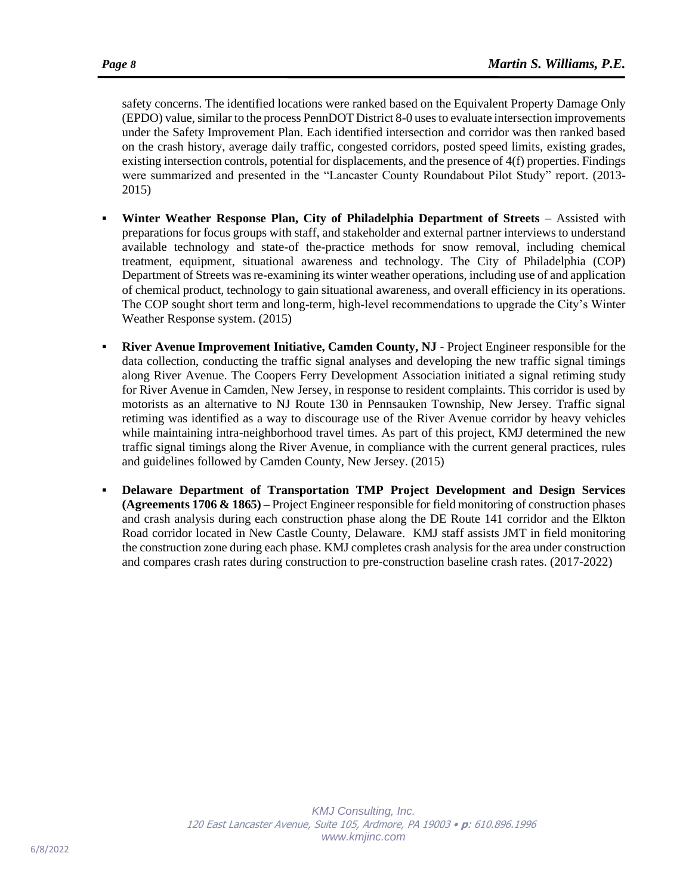safety concerns. The identified locations were ranked based on the Equivalent Property Damage Only (EPDO) value, similar to the process PennDOT District 8-0 uses to evaluate intersection improvements under the Safety Improvement Plan. Each identified intersection and corridor was then ranked based on the crash history, average daily traffic, congested corridors, posted speed limits, existing grades, existing intersection controls, potential for displacements, and the presence of 4(f) properties. Findings were summarized and presented in the "Lancaster County Roundabout Pilot Study" report. (2013-2015)

- **Winter Weather Response Plan, City of Philadelphia Department of Streets** – Assisted with preparations for focus groups with staff, and stakeholder and external partner interviews to understand available technology and state-of the-practice methods for snow removal, including chemical treatment, equipment, situational awareness and technology. The City of Philadelphia (COP) Department of Streets was re-examining its winter weather operations, including use of and application of chemical product, technology to gain situational awareness, and overall efficiency in its operations. The COP sought short term and long-term, high-level recommendations to upgrade the City's Winter Weather Response system. (2015)

- **River Avenue Improvement Initiative, Camden County, NJ** - Project Engineer responsible for the data collection, conducting the traffic signal analyses and developing the new traffic signal timings along River Avenue. The Coopers Ferry Development Association initiated a signal retiming study for River Avenue in Camden, New Jersey, in response to resident complaints. This corridor is used by motorists as an alternative to NJ Route 130 in Pennsauken Township, New Jersey. Traffic signal retiming was identified as a way to discourage use of the River Avenue corridor by heavy vehicles while maintaining intra-neighborhood travel times. As part of this project, KMJ determined the new traffic signal timings along the River Avenue, in compliance with the current general practices, rules and guidelines followed by Camden County, New Jersey. (2015)

- **Delaware Department of Transportation TMP Project Development and Design Services (Agreements 1706 & 1865) –** Project Engineer responsible for field monitoring of construction phases and crash analysis during each construction phase along the DE Route 141 corridor and the Elkton Road corridor located in New Castle County, Delaware. KMJ staff assists JMT in field monitoring the construction zone during each phase. KMJ completes crash analysis for the area under construction and compares crash rates during construction to pre-construction baseline crash rates. (2017-2022)